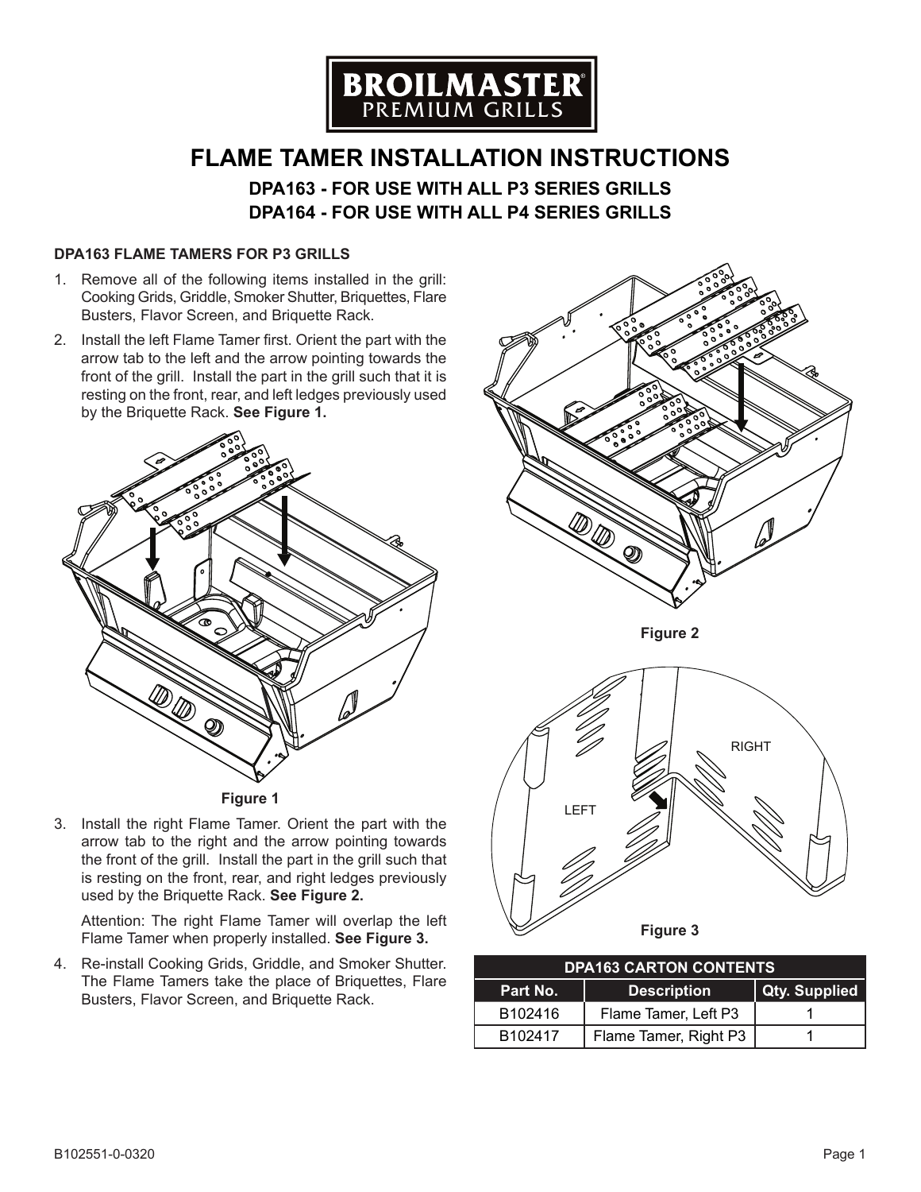# FLAME TAMER INSTALLATION INSTRUCTIONS

## DPA163 - FOR USE WITH ALL P3 SERIES GRILLS
## DPA164 - FOR USE WITH ALL P4 SERIES GRILLS

### DPA163 FLAME TAMERS FOR P3 GRILLS

1. Remove all of the following items installed in the grill: Cooking Grids, Griddle, Smoker Shutter, Briquettes, Flare Busters, Flavor Screen, and Briquette Rack.
2. Install the left Flame Tamer first. Orient the part with the arrow tab to the left and the arrow pointing towards the front of the grill. Install the part in the grill such that it is resting on the front, rear, and left ledges previously used by the Briquette Rack. **See Figure 1.**

Figure 1

3. Install the right Flame Tamer. Orient the part with the arrow tab to the right and the arrow pointing towards the front of the grill. Install the part in the grill such that is resting on the front, rear, and right ledges previously used by the Briquette Rack. **See Figure 2.**

   Attention: The right Flame Tamer will overlap the left Flame Tamer when properly installed. **See Figure 3.**

4. Re-install Cooking Grids, Griddle, and Smoker Shutter. The Flame Tamers take the place of Briquettes, Flare Busters, Flavor Screen, and Briquette Rack.

Figure 2

RIGHT

LEFT

Figure 3

| DPA163 CARTON CONTENTS | | |
|---|---|---|
| **Part No.** | **Description** | **Qty. Supplied** |
| B102416 | Flame Tamer, Left P3 | 1 |
| B102417 | Flame Tamer, Right P3 | 1 |

B102551-0-0320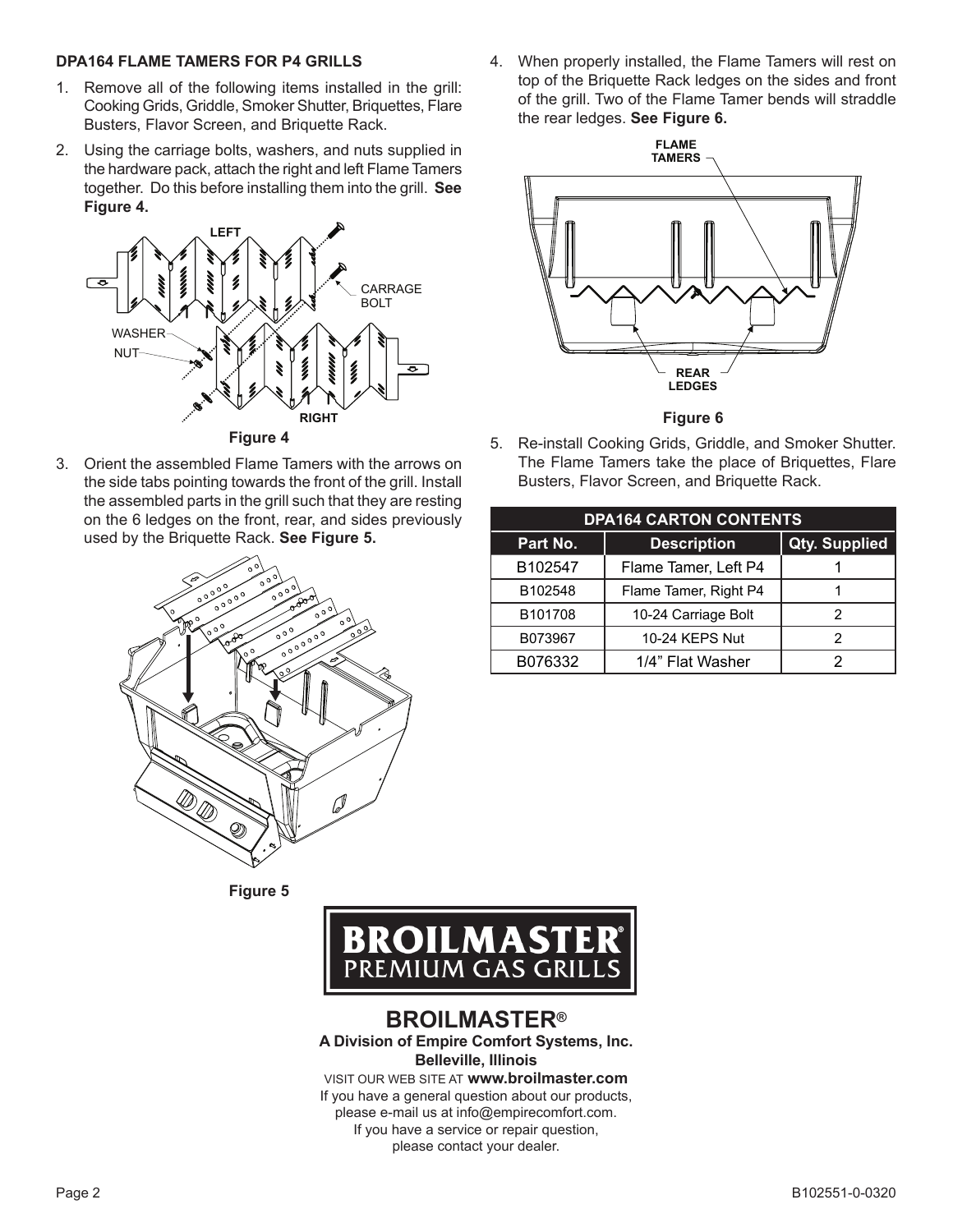### DPA164 FLAME TAMERS FOR P4 GRILLS

1. Remove all of the following items installed in the grill: Cooking Grids, Griddle, Smoker Shutter, Briquettes, Flare Busters, Flavor Screen, and Briquette Rack.
2. Using the carriage bolts, washers, and nuts supplied in the hardware pack, attach the right and left Flame Tamers together. Do this before installing them into the grill. **See Figure 4.**

LEFT
CARRAGE BOLT
WASHER
NUT
RIGHT

Figure 4

3. Orient the assembled Flame Tamers with the arrows on the side tabs pointing towards the front of the grill. Install the assembled parts in the grill such that they are resting on the 6 ledges on the front, rear, and sides previously used by the Briquette Rack. **See Figure 5.**

Figure 5

4. When properly installed, the Flame Tamers will rest on top of the Briquette Rack ledges on the sides and front of the grill. Two of the Flame Tamer bends will straddle the rear ledges. **See Figure 6.**

FLAME TAMERS
REAR LEDGES

Figure 6

5. Re-install Cooking Grids, Griddle, and Smoker Shutter. The Flame Tamers take the place of Briquettes, Flare Busters, Flavor Screen, and Briquette Rack.

| DPA164 CARTON CONTENTS | | |
|---|---|---|
| **Part No.** | **Description** | **Qty. Supplied** |
| B102547 | Flame Tamer, Left P4 | 1 |
| B102548 | Flame Tamer, Right P4 | 1 |
| B101708 | 10-24 Carriage Bolt | 2 |
| B073967 | 10-24 KEPS Nut | 2 |
| B076332 | 1/4" Flat Washer | 2 |

**BROILMASTER®**
**PREMIUM GAS GRILLS**

**BROILMASTER®**
**A Division of Empire Comfort Systems, Inc.**
**Belleville, Illinois**
VISIT OUR WEB SITE AT **www.broilmaster.com**
If you have a general question about our products, please e-mail us at info@empirecomfort.com.
If you have a service or repair question, please contact your dealer.

B102551-0-0320